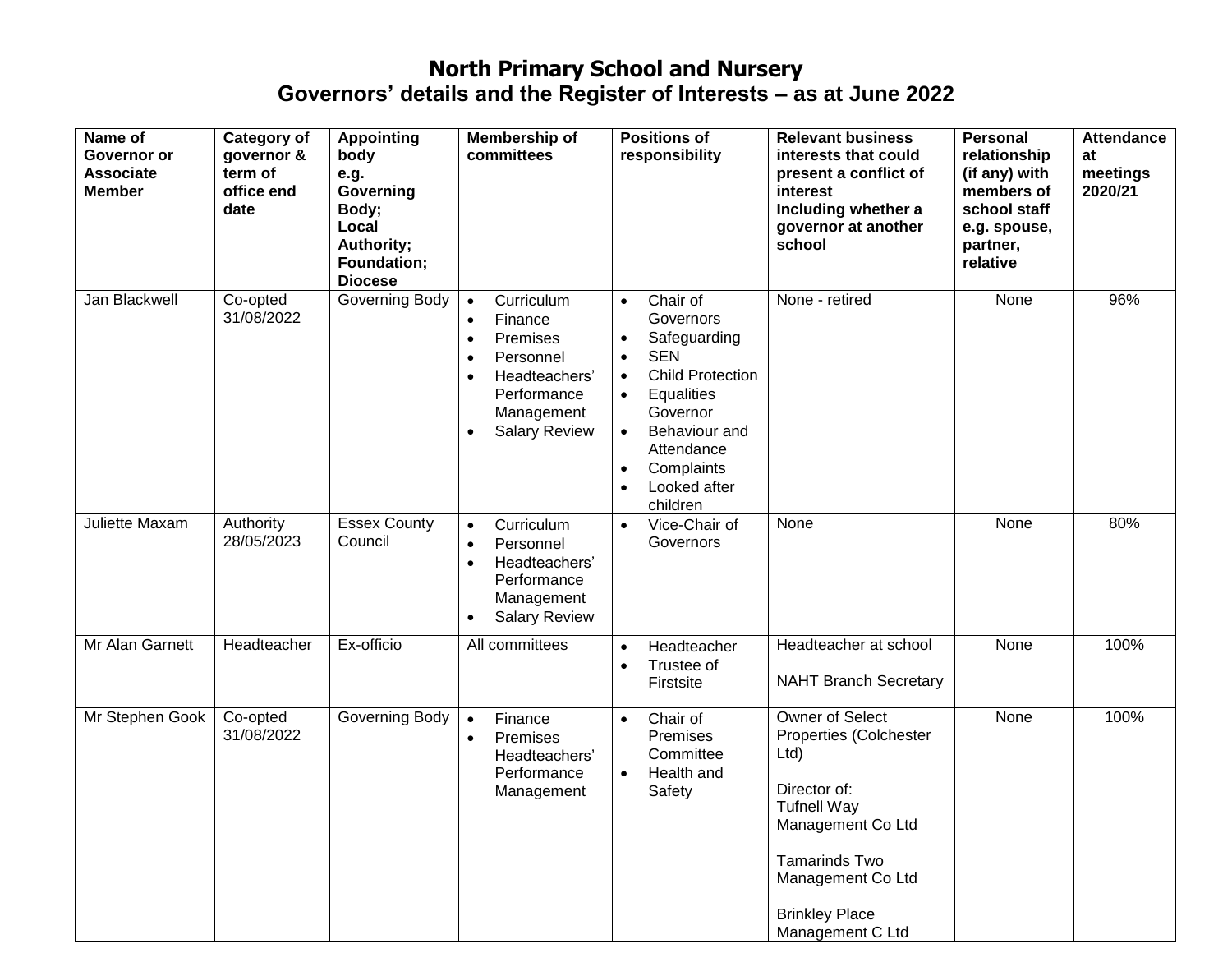# North Primary School and Nursery

## Governors' details and the Register of Interests – as at June 2022

| Name of Governor or Associate Member | Category of governor & term of office end date | Appointing body e.g. Governing Body; Local Authority; Foundation; Diocese | Membership of committees | Positions of responsibility | Relevant business interests that could present a conflict of interest Including whether a governor at another school | Personal relationship (if any) with members of school staff e.g. spouse, partner, relative | Attendance at meetings 2020/21 |
|---|---|---|---|---|---|---|---|
| Jan Blackwell | Co-opted 31/08/2022 | Governing Body | • Curriculum<br>• Finance<br>• Premises<br>• Personnel<br>• Headteachers' Performance Management<br>• Salary Review | • Chair of Governors<br>• Safeguarding<br>• SEN<br>• Child Protection<br>• Equalities Governor<br>• Behaviour and Attendance<br>• Complaints<br>• Looked after children | None - retired | None | 96% |
| Juliette Maxam | Authority 28/05/2023 | Essex County Council | • Curriculum<br>• Personnel<br>• Headteachers' Performance Management<br>• Salary Review | • Vice-Chair of Governors | None | None | 80% |
| Mr Alan Garnett | Headteacher | Ex-officio | All committees | • Headteacher<br>• Trustee of Firstsite | Headteacher at school<br><br>NAHT Branch Secretary | None | 100% |
| Mr Stephen Gook | Co-opted 31/08/2022 | Governing Body | • Finance<br>• Premises Headteachers' Performance Management | • Chair of Premises Committee<br>• Health and Safety | Owner of Select Properties (Colchester Ltd)<br><br>Director of:<br>Tufnell Way Management Co Ltd<br><br>Tamarinds Two Management Co Ltd<br><br>Brinkley Place Management C Ltd | None | 100% |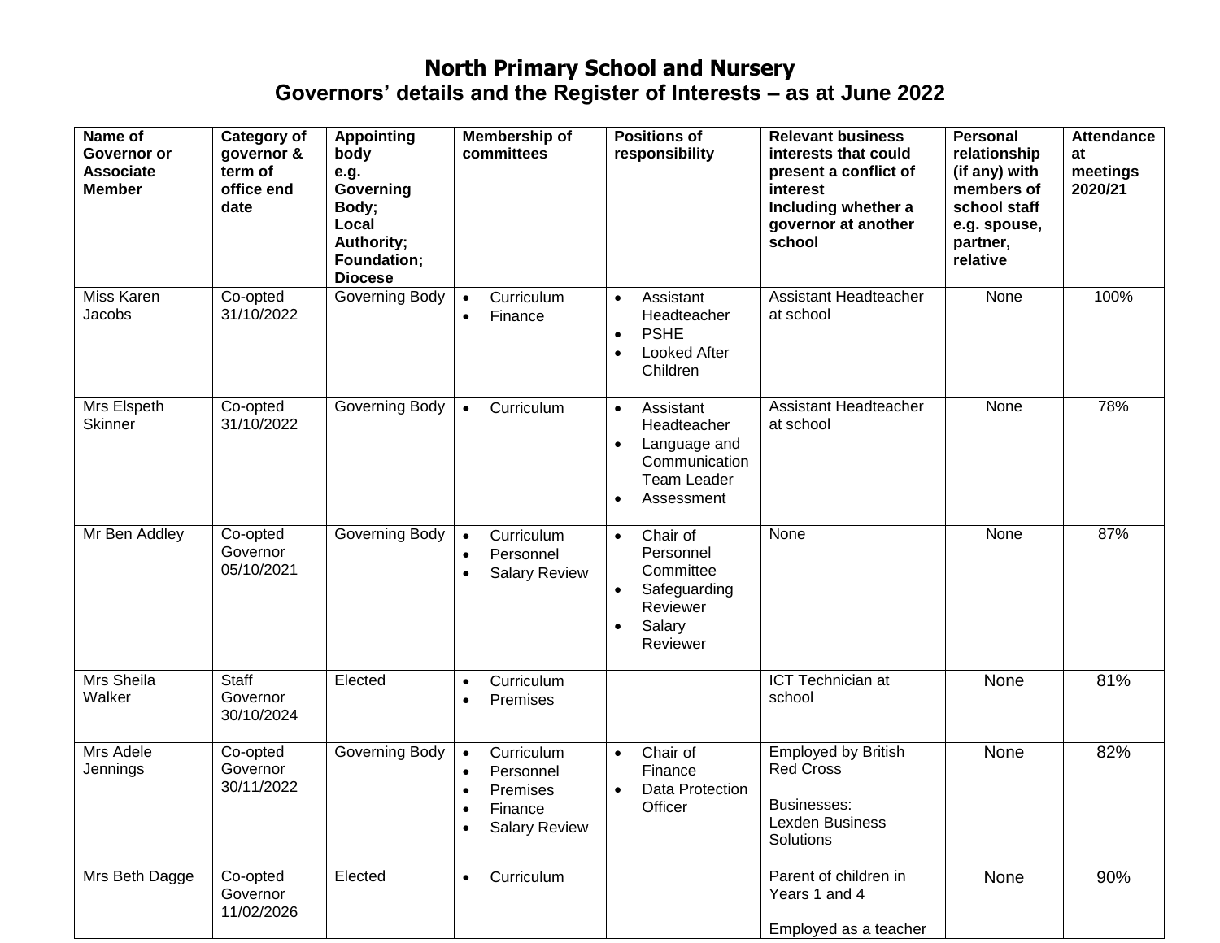# North Primary School and Nursery
## Governors' details and the Register of Interests – as at June 2022

| Name of Governor or Associate Member | Category of governor & term of office end date | Appointing body e.g. Governing Body; Local Authority; Foundation; Diocese | Membership of committees | Positions of responsibility | Relevant business interests that could present a conflict of interest Including whether a governor at another school | Personal relationship (if any) with members of school staff e.g. spouse, partner, relative | Attendance at meetings 2020/21 |
|---|---|---|---|---|---|---|---|
| Miss Karen Jacobs | Co-opted 31/10/2022 | Governing Body | • Curriculum<br>• Finance | • Assistant Headteacher<br>• PSHE<br>• Looked After Children | Assistant Headteacher at school | None | 100% |
| Mrs Elspeth Skinner | Co-opted 31/10/2022 | Governing Body | • Curriculum | • Assistant Headteacher<br>• Language and Communication Team Leader<br>• Assessment | Assistant Headteacher at school | None | 78% |
| Mr Ben Addley | Co-opted Governor 05/10/2021 | Governing Body | • Curriculum<br>• Personnel<br>• Salary Review | • Chair of Personnel Committee<br>• Safeguarding Reviewer<br>• Salary Reviewer | None | None | 87% |
| Mrs Sheila Walker | Staff Governor 30/10/2024 | Elected | • Curriculum<br>• Premises | | ICT Technician at school | None | 81% |
| Mrs Adele Jennings | Co-opted Governor 30/11/2022 | Governing Body | • Curriculum<br>• Personnel<br>• Premises<br>• Finance<br>• Salary Review | • Chair of Finance<br>• Data Protection Officer | Employed by British Red Cross<br><br>Businesses:<br>Lexden Business Solutions | None | 82% |
| Mrs Beth Dagge | Co-opted Governor 11/02/2026 | Elected | • Curriculum | | Parent of children in Years 1 and 4<br><br>Employed as a teacher | None | 90% |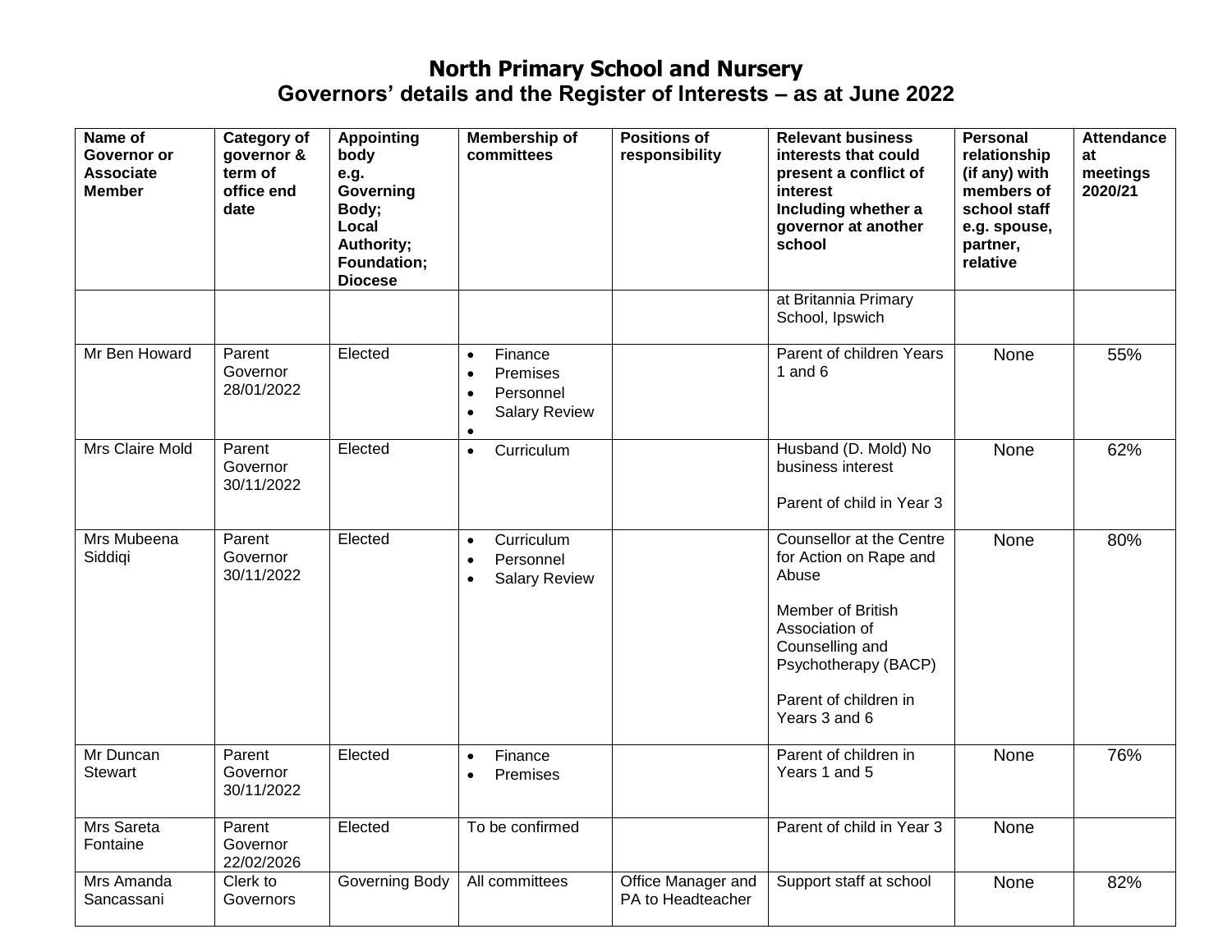# North Primary School and Nursery
## Governors' details and the Register of Interests – as at June 2022

| Name of Governor or Associate Member | Category of governor & term of office end date | Appointing body e.g. Governing Body; Local Authority; Foundation; Diocese | Membership of committees | Positions of responsibility | Relevant business interests that could present a conflict of interest Including whether a governor at another school | Personal relationship (if any) with members of school staff e.g. spouse, partner, relative | Attendance at meetings 2020/21 |
|---|---|---|---|---|---|---|---|
| | | | | | at Britannia Primary School, Ipswich | | |
| Mr Ben Howard | Parent Governor 28/01/2022 | Elected | • Finance<br>• Premises<br>• Personnel<br>• Salary Review<br>• | | Parent of children Years 1 and 6 | None | 55% |
| Mrs Claire Mold | Parent Governor 30/11/2022 | Elected | • Curriculum | | Husband (D. Mold) No business interest<br><br>Parent of child in Year 3 | None | 62% |
| Mrs Mubeena Siddiqi | Parent Governor 30/11/2022 | Elected | • Curriculum<br>• Personnel<br>• Salary Review | | Counsellor at the Centre for Action on Rape and Abuse<br><br>Member of British Association of Counselling and Psychotherapy (BACP)<br><br>Parent of children in Years 3 and 6 | None | 80% |
| Mr Duncan Stewart | Parent Governor 30/11/2022 | Elected | • Finance<br>• Premises | | Parent of children in Years 1 and 5 | None | 76% |
| Mrs Sareta Fontaine | Parent Governor 22/02/2026 | Elected | To be confirmed | | Parent of child in Year 3 | None | |
| Mrs Amanda Sancassani | Clerk to Governors | Governing Body | All committees | Office Manager and PA to Headteacher | Support staff at school | None | 82% |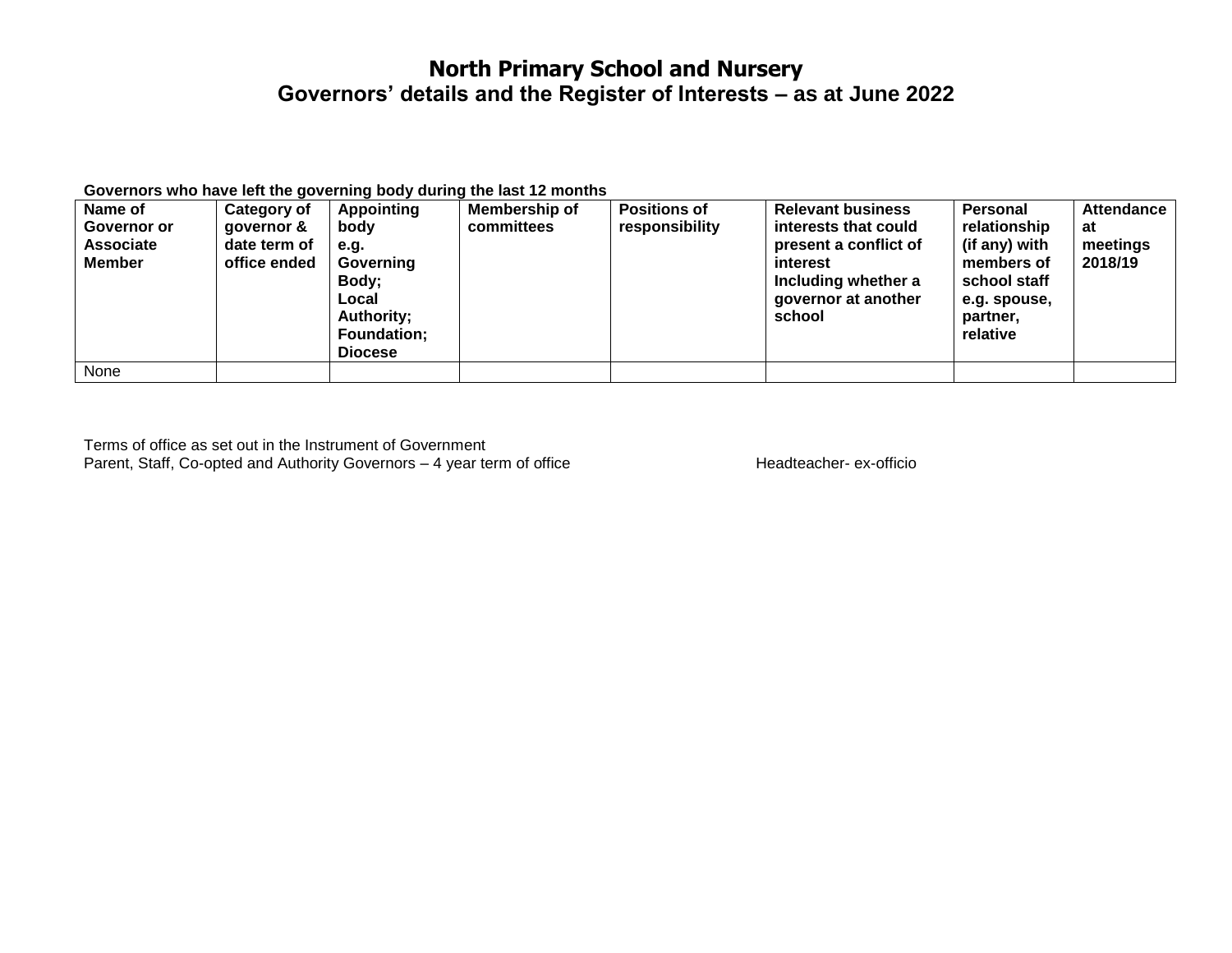# North Primary School and Nursery

## Governors' details and the Register of Interests – as at June 2022

**Governors who have left the governing body during the last 12 months**

| Name of Governor or Associate Member | Category of governor & date term of office ended | Appointing body e.g. Governing Body; Local Authority; Foundation; Diocese | Membership of committees | Positions of responsibility | Relevant business interests that could present a conflict of interest Including whether a governor at another school | Personal relationship (if any) with members of school staff e.g. spouse, partner, relative | Attendance at meetings 2018/19 |
|---|---|---|---|---|---|---|---|
| None | | | | | | | |

Terms of office as set out in the Instrument of Government

Parent, Staff, Co-opted and Authority Governors – 4 year term of office

Headteacher- ex-officio